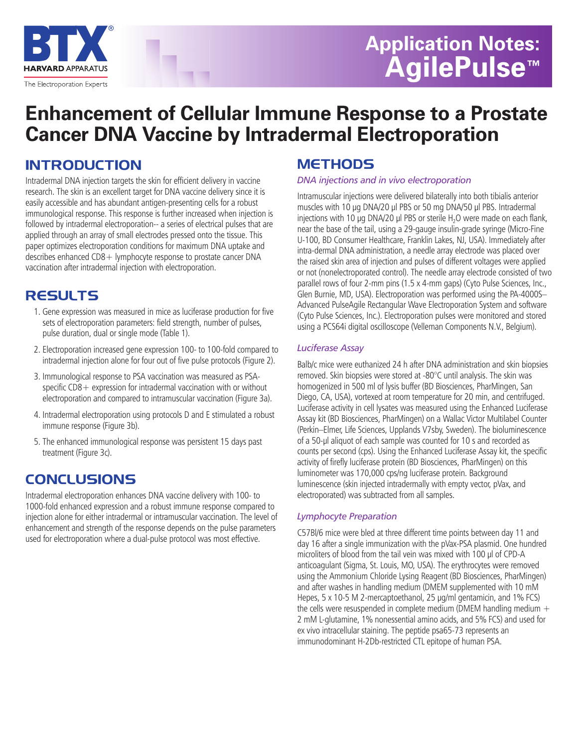# Application Notes: AgilePulse™

# Enhancement of Cellular Immune Response to a Prostate Cancer DNA Vaccine by Intradermal Electroporation

## INTRODUCTION

Intradermal DNA injection targets the skin for efficient delivery in vaccine research. The skin is an excellent target for DNA vaccine delivery since it is easily accessible and has abundant antigen-presenting cells for a robust immunological response. This response is further increased when injection is followed by intradermal electroporation-- a series of electrical pulses that are applied through an array of small electrodes pressed onto the tissue. This paper optimizes electroporation conditions for maximum DNA uptake and describes enhanced CD8+ lymphocyte response to prostate cancer DNA vaccination after intradermal injection with electroporation.

## RESULTS

1. Gene expression was measured in mice as luciferase production for five sets of electroporation parameters: field strength, number of pulses, pulse duration, dual or single mode (Table 1).
2. Electroporation increased gene expression 100- to 100-fold compared to intradermal injection alone for four out of five pulse protocols (Figure 2).
3. Immunological response to PSA vaccination was measured as PSA-specific CD8+ expression for intradermal vaccination with or without electroporation and compared to intramuscular vaccination (Figure 3a).
4. Intradermal electroporation using protocols D and E stimulated a robust immune response (Figure 3b).
5. The enhanced immunological response was persistent 15 days past treatment (Figure 3c).

## CONCLUSIONS

Intradermal electroporation enhances DNA vaccine delivery with 100- to 1000-fold enhanced expression and a robust immune response compared to injection alone for either intradermal or intramuscular vaccination. The level of enhancement and strength of the response depends on the pulse parameters used for electroporation where a dual-pulse protocol was most effective.

## METHODS

### *DNA injections and in vivo electroporation*

Intramuscular injections were delivered bilaterally into both tibialis anterior muscles with 10 µg DNA/20 µl PBS or 50 mg DNA/50 µl PBS. Intradermal injections with 10 µg DNA/20 µl PBS or sterile $H_2O$ were made on each flank, near the base of the tail, using a 29-gauge insulin-grade syringe (Micro-Fine U-100, BD Consumer Healthcare, Franklin Lakes, NJ, USA). Immediately after intra-dermal DNA administration, a needle array electrode was placed over the raised skin area of injection and pulses of different voltages were applied or not (nonelectroporated control). The needle array electrode consisted of two parallel rows of four 2-mm pins (1.5 x 4-mm gaps) (Cyto Pulse Sciences, Inc., Glen Burnie, MD, USA). Electroporation was performed using the PA-4000S–Advanced PulseAgile Rectangular Wave Electroporation System and software (Cyto Pulse Sciences, Inc.). Electroporation pulses were monitored and stored using a PCS64i digital oscilloscope (Velleman Components N.V., Belgium).

### *Luciferase Assay*

Balb/c mice were euthanized 24 h after DNA administration and skin biopsies removed. Skin biopsies were stored at -80°C until analysis. The skin was homogenized in 500 ml of lysis buffer (BD Biosciences, PharMingen, San Diego, CA, USA), vortexed at room temperature for 20 min, and centrifuged. Luciferase activity in cell lysates was measured using the Enhanced Luciferase Assay kit (BD Biosciences, PharMingen) on a Wallac Victor Multilabel Counter (Perkin–Elmer, Life Sciences, Upplands V7sby, Sweden). The bioluminescence of a 50-µl aliquot of each sample was counted for 10 s and recorded as counts per second (cps). Using the Enhanced Luciferase Assay kit, the specific activity of firefly luciferase protein (BD Biosciences, PharMingen) on this luminometer was 170,000 cps/ng luciferase protein. Background luminescence (skin injected intradermally with empty vector, pVax, and electroporated) was subtracted from all samples.

### *Lymphocyte Preparation*

C57Bl/6 mice were bled at three different time points between day 11 and day 16 after a single immunization with the pVax-PSA plasmid. One hundred microliters of blood from the tail vein was mixed with 100 µl of CPD-A anticoagulant (Sigma, St. Louis, MO, USA). The erythrocytes were removed using the Ammonium Chloride Lysing Reagent (BD Biosciences, PharMingen) and after washes in handling medium (DMEM supplemented with 10 mM Hepes, 5 x 10-5 M 2-mercaptoethanol, 25 µg/ml gentamicin, and 1% FCS) the cells were resuspended in complete medium (DMEM handling medium + 2 mM L-glutamine, 1% nonessential amino acids, and 5% FCS) and used for ex vivo intracellular staining. The peptide psa65-73 represents an immunodominant H-2Db-restricted CTL epitope of human PSA.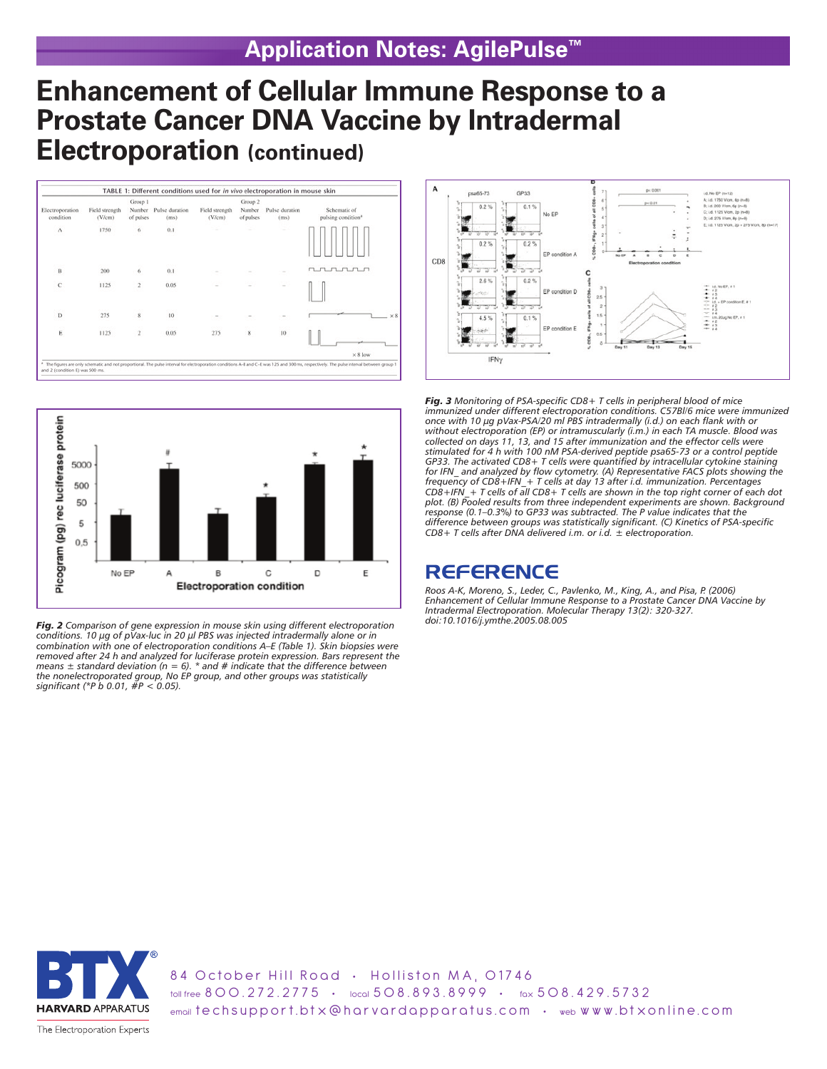# Application Notes: AgilePulse™

# Enhancement of Cellular Immune Response to a Prostate Cancer DNA Vaccine by Intradermal Electroporation (continued)

**TABLE 1: Different conditions used for *in vivo* electroporation in mouse skin**

| | Group 1 | | | Group 2 | | | |
|---|---|---|---|---|---|---|---|
| Electroporation condition | Field strength (V/cm) | Number of pulses | Pulse duration (ms) | Field strength (V/cm) | Number of pulses | Pulse duration (ms) | Schematic of pulsing condition* |
| A | 1750 | 6 | 0.1 | – | – | – | |
| B | 200 | 6 | 0.1 | – | – | – | |
| C | 1125 | 2 | 0.05 | – | – | – | |
| D | 275 | 8 | 10 | – | – | – | × 8 |
| E | 1125 | 2 | 0.05 | 275 | 8 | 10 | × 8 low |

\* The figures are only schematic and not proportional. The pulse interval for electroporation conditions A–B and C–E was 125 and 300 ms, respectively. The pulse interval between group 1 and 2 (condition E) was 500 ms.

Picogram (pg) rec luciferase protein

5000
500
50
5
0,5

#
*
*
*

No EP
A
B
C
D
E

Electroporation condition

***Fig. 2*** *Comparison of gene expression in mouse skin using different electroporation conditions. 10 µg of pVax-luc in 20 µl PBS was injected intradermally alone or in combination with one of electroporation conditions A–E (Table 1). Skin biopsies were removed after 24 h and analyzed for luciferase protein expression. Bars represent the means ± standard deviation (n = 6). * and # indicate that the difference between the nonelectroporated group, No EP group, and other groups was statistically significant (*P b 0.01, #P < 0.05).*

A

psa65-73
GP33
CD8
IFNγ

0.2 %
0.1 %
No EP

0.2 %
0.2 %
EP condition A

2.6 %
0.2 %
EP condition D

4.5 %
0.1 %
EP condition E

B

% CD8+, IFNg+ cells of all CD8+ cells

p< 0.001
p< 0.01

i.d. No EP (n=12)
A; i.d. 1750 V/cm, 6p (n=8)
B; i.d. 200 V/cm, 6p (n=8)
C; i.d. 1125 V/cm, 2p (n=8)
D; i.d. 275 V/cm, 8p (n=9)
E; i.d. 1125 V/cm, 2p + 275 V/cm, 8p (n=17)

No EP
A
B
C
D
E

Electroporation condition

C

% CD8+, IFNg+ cells of all CD8+ cells

i.d. No EP, # 1
# 2
# 3
# 4
i.d. + EP condition E # 1
# 2
# 3
# 4
i.m. 20µg No EP, # 1
# 2
# 3
# 4

Day 11
Day 13
Day 15

***Fig. 3*** *Monitoring of PSA-specific CD8+ T cells in peripheral blood of mice immunized under different electroporation conditions. C57Bl/6 mice were immunized once with 10 µg pVax-PSA/20 ml PBS intradermally (i.d.) on each flank with or without electroporation (EP) or intramuscularly (i.m.) in each TA muscle. Blood was collected on days 11, 13, and 15 after immunization and the effector cells were stimulated for 4 h with 100 nM PSA-derived peptide psa65-73 or a control peptide GP33. The activated CD8+ T cells were quantified by intracellular cytokine staining for IFN_ and analyzed by flow cytometry. (A) Representative FACS plots showing the frequency of CD8+IFN_+ T cells at day 13 after i.d. immunization. Percentages CD8+IFN_+ T cells of all CD8+ T cells are shown in the top right corner of each dot plot. (B) Pooled results from three independent experiments are shown. Background response (0.1–0.3%) to GP33 was subtracted. The P value indicates that the difference between groups was statistically significant. (C) Kinetics of PSA-specific CD8+ T cells after DNA delivered i.m. or i.d. ± electroporation.*

## REFERENCE

*Roos A-K, Moreno, S., Leder, C., Pavlenko, M., King, A., and Pisa, P. (2006) Enhancement of Cellular Immune Response to a Prostate Cancer DNA Vaccine by Intradermal Electroporation. Molecular Therapy 13(2): 320-327. doi:10.1016/j.ymthe.2005.08.005*

BTX® HARVARD APPARATUS
The Electroporation Experts

84 October Hill Road • Holliston MA, 01746
toll free 800.272.2775 • local 508.893.8999 • fax 508.429.5732
email techsupport.btx@harvardapparatus.com • web www.btxonline.com